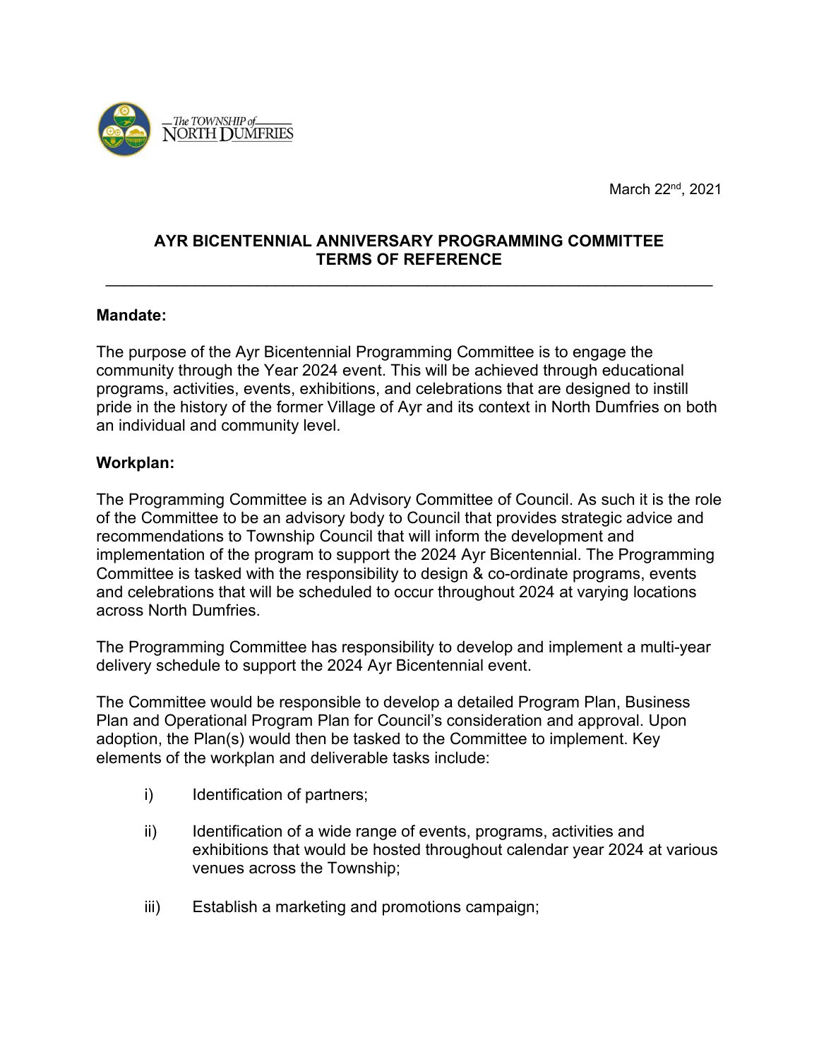The TOWNSHIP of NORTH DUMFRIES

March 22nd, 2021

# AYR BICENTENNIAL ANNIVERSARY PROGRAMMING COMMITTEE TERMS OF REFERENCE

---

**Mandate:**

The purpose of the Ayr Bicentennial Programming Committee is to engage the community through the Year 2024 event. This will be achieved through educational programs, activities, events, exhibitions, and celebrations that are designed to instill pride in the history of the former Village of Ayr and its context in North Dumfries on both an individual and community level.

**Workplan:**

The Programming Committee is an Advisory Committee of Council. As such it is the role of the Committee to be an advisory body to Council that provides strategic advice and recommendations to Township Council that will inform the development and implementation of the program to support the 2024 Ayr Bicentennial. The Programming Committee is tasked with the responsibility to design & co-ordinate programs, events and celebrations that will be scheduled to occur throughout 2024 at varying locations across North Dumfries.

The Programming Committee has responsibility to develop and implement a multi-year delivery schedule to support the 2024 Ayr Bicentennial event.

The Committee would be responsible to develop a detailed Program Plan, Business Plan and Operational Program Plan for Council's consideration and approval. Upon adoption, the Plan(s) would then be tasked to the Committee to implement. Key elements of the workplan and deliverable tasks include:

i) Identification of partners;

ii) Identification of a wide range of events, programs, activities and exhibitions that would be hosted throughout calendar year 2024 at various venues across the Township;

iii) Establish a marketing and promotions campaign;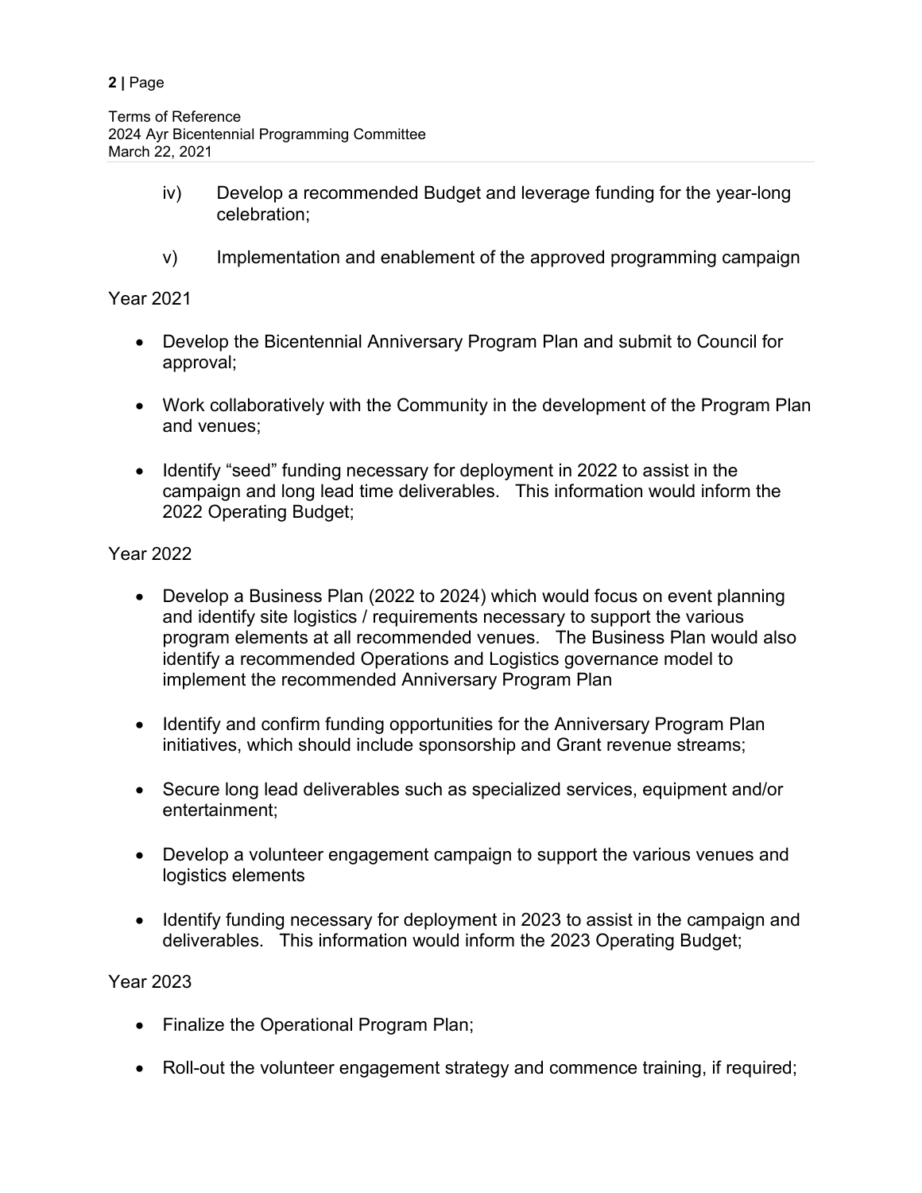iv) Develop a recommended Budget and leverage funding for the year-long celebration;

v) Implementation and enablement of the approved programming campaign

Year 2021

- Develop the Bicentennial Anniversary Program Plan and submit to Council for approval;
- Work collaboratively with the Community in the development of the Program Plan and venues;
- Identify "seed" funding necessary for deployment in 2022 to assist in the campaign and long lead time deliverables. This information would inform the 2022 Operating Budget;

Year 2022

- Develop a Business Plan (2022 to 2024) which would focus on event planning and identify site logistics / requirements necessary to support the various program elements at all recommended venues. The Business Plan would also identify a recommended Operations and Logistics governance model to implement the recommended Anniversary Program Plan
- Identify and confirm funding opportunities for the Anniversary Program Plan initiatives, which should include sponsorship and Grant revenue streams;
- Secure long lead deliverables such as specialized services, equipment and/or entertainment;
- Develop a volunteer engagement campaign to support the various venues and logistics elements
- Identify funding necessary for deployment in 2023 to assist in the campaign and deliverables. This information would inform the 2023 Operating Budget;

Year 2023

- Finalize the Operational Program Plan;
- Roll-out the volunteer engagement strategy and commence training, if required;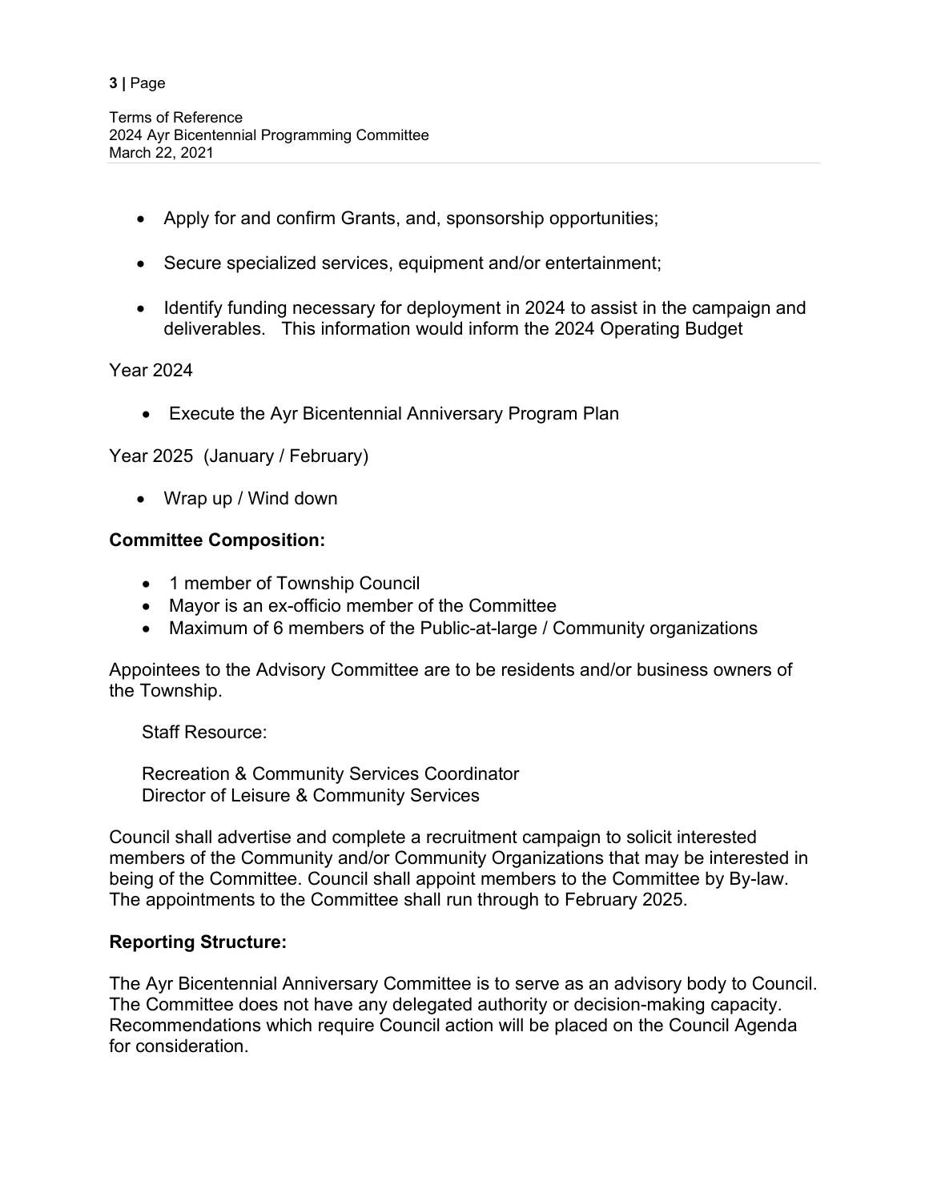- Apply for and confirm Grants, and, sponsorship opportunities;

- Secure specialized services, equipment and/or entertainment;

- Identify funding necessary for deployment in 2024 to assist in the campaign and deliverables. This information would inform the 2024 Operating Budget

Year 2024

- Execute the Ayr Bicentennial Anniversary Program Plan

Year 2025 (January / February)

- Wrap up / Wind down

**Committee Composition:**

- 1 member of Township Council
- Mayor is an ex-officio member of the Committee
- Maximum of 6 members of the Public-at-large / Community organizations

Appointees to the Advisory Committee are to be residents and/or business owners of the Township.

Staff Resource:

Recreation & Community Services Coordinator
Director of Leisure & Community Services

Council shall advertise and complete a recruitment campaign to solicit interested members of the Community and/or Community Organizations that may be interested in being of the Committee. Council shall appoint members to the Committee by By-law. The appointments to the Committee shall run through to February 2025.

**Reporting Structure:**

The Ayr Bicentennial Anniversary Committee is to serve as an advisory body to Council. The Committee does not have any delegated authority or decision-making capacity. Recommendations which require Council action will be placed on the Council Agenda for consideration.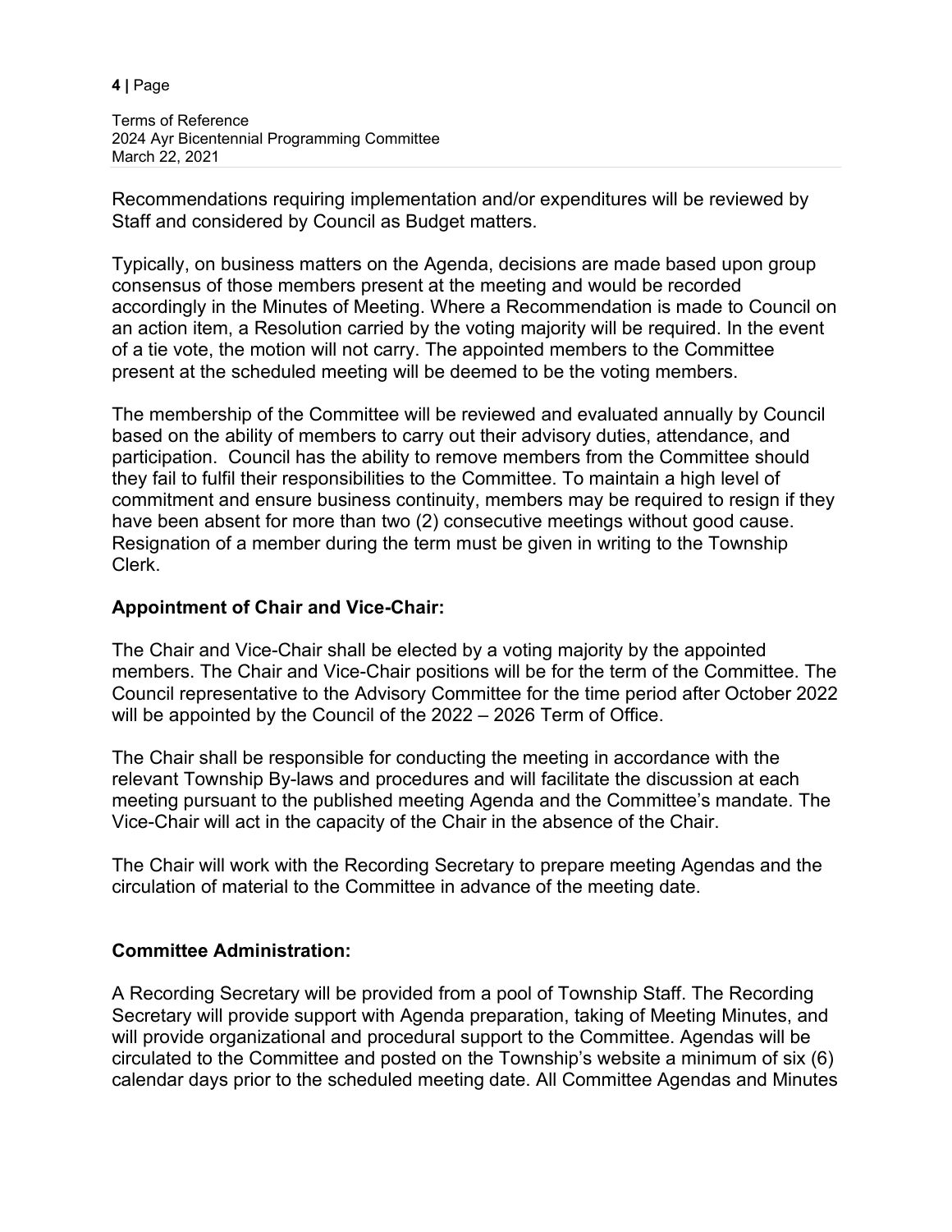Recommendations requiring implementation and/or expenditures will be reviewed by Staff and considered by Council as Budget matters.

Typically, on business matters on the Agenda, decisions are made based upon group consensus of those members present at the meeting and would be recorded accordingly in the Minutes of Meeting. Where a Recommendation is made to Council on an action item, a Resolution carried by the voting majority will be required. In the event of a tie vote, the motion will not carry. The appointed members to the Committee present at the scheduled meeting will be deemed to be the voting members.

The membership of the Committee will be reviewed and evaluated annually by Council based on the ability of members to carry out their advisory duties, attendance, and participation. Council has the ability to remove members from the Committee should they fail to fulfil their responsibilities to the Committee. To maintain a high level of commitment and ensure business continuity, members may be required to resign if they have been absent for more than two (2) consecutive meetings without good cause. Resignation of a member during the term must be given in writing to the Township Clerk.

**Appointment of Chair and Vice-Chair:**

The Chair and Vice-Chair shall be elected by a voting majority by the appointed members. The Chair and Vice-Chair positions will be for the term of the Committee. The Council representative to the Advisory Committee for the time period after October 2022 will be appointed by the Council of the 2022 – 2026 Term of Office.

The Chair shall be responsible for conducting the meeting in accordance with the relevant Township By-laws and procedures and will facilitate the discussion at each meeting pursuant to the published meeting Agenda and the Committee's mandate. The Vice-Chair will act in the capacity of the Chair in the absence of the Chair.

The Chair will work with the Recording Secretary to prepare meeting Agendas and the circulation of material to the Committee in advance of the meeting date.

**Committee Administration:**

A Recording Secretary will be provided from a pool of Township Staff. The Recording Secretary will provide support with Agenda preparation, taking of Meeting Minutes, and will provide organizational and procedural support to the Committee. Agendas will be circulated to the Committee and posted on the Township's website a minimum of six (6) calendar days prior to the scheduled meeting date. All Committee Agendas and Minutes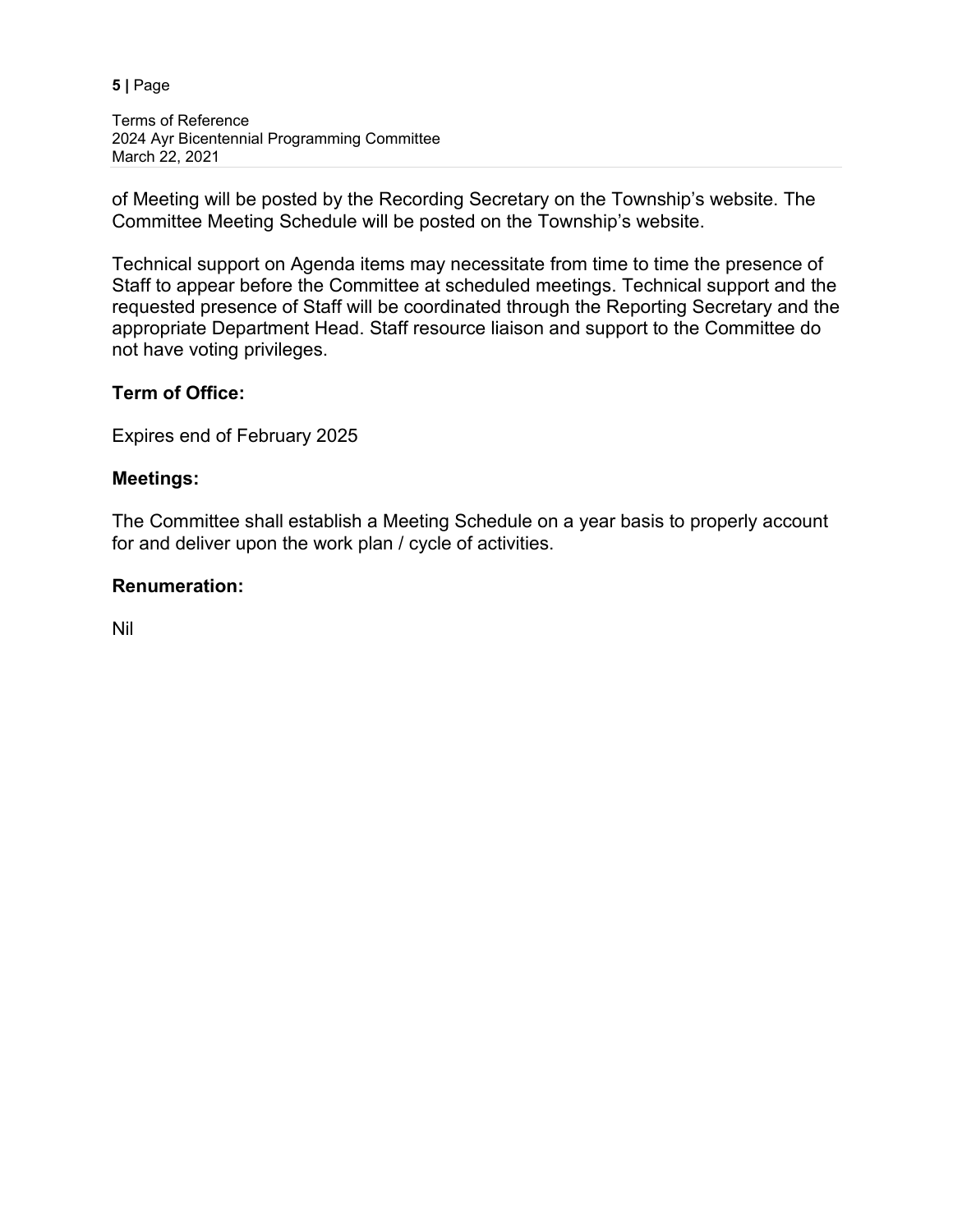of Meeting will be posted by the Recording Secretary on the Township's website. The Committee Meeting Schedule will be posted on the Township's website.

Technical support on Agenda items may necessitate from time to time the presence of Staff to appear before the Committee at scheduled meetings. Technical support and the requested presence of Staff will be coordinated through the Reporting Secretary and the appropriate Department Head. Staff resource liaison and support to the Committee do not have voting privileges.

**Term of Office:**

Expires end of February 2025

**Meetings:**

The Committee shall establish a Meeting Schedule on a year basis to properly account for and deliver upon the work plan / cycle of activities.

**Renumeration:**

Nil